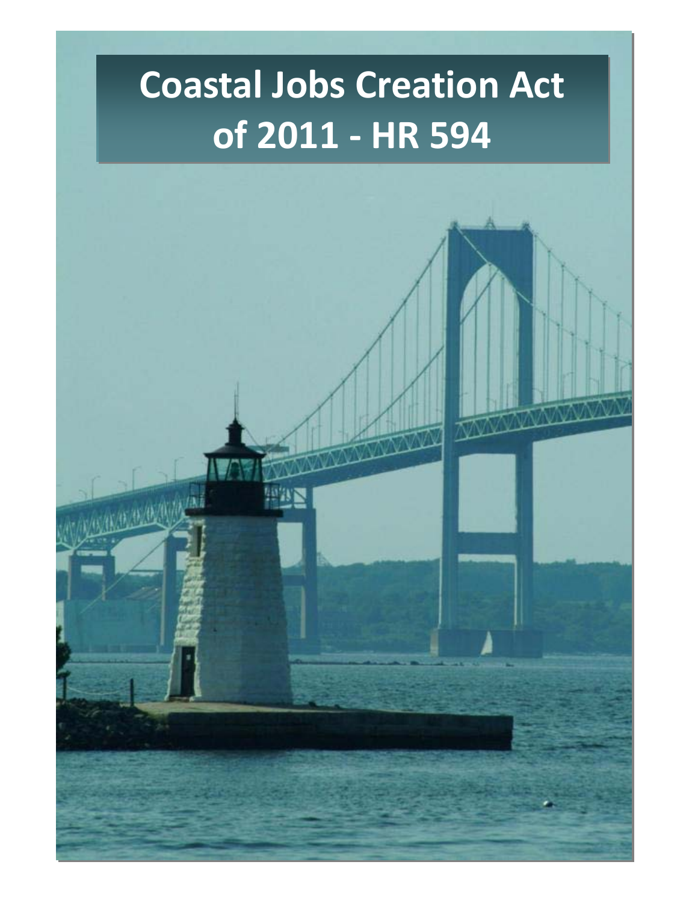# Coastal Jobs Creation Act of 2011 - HR 594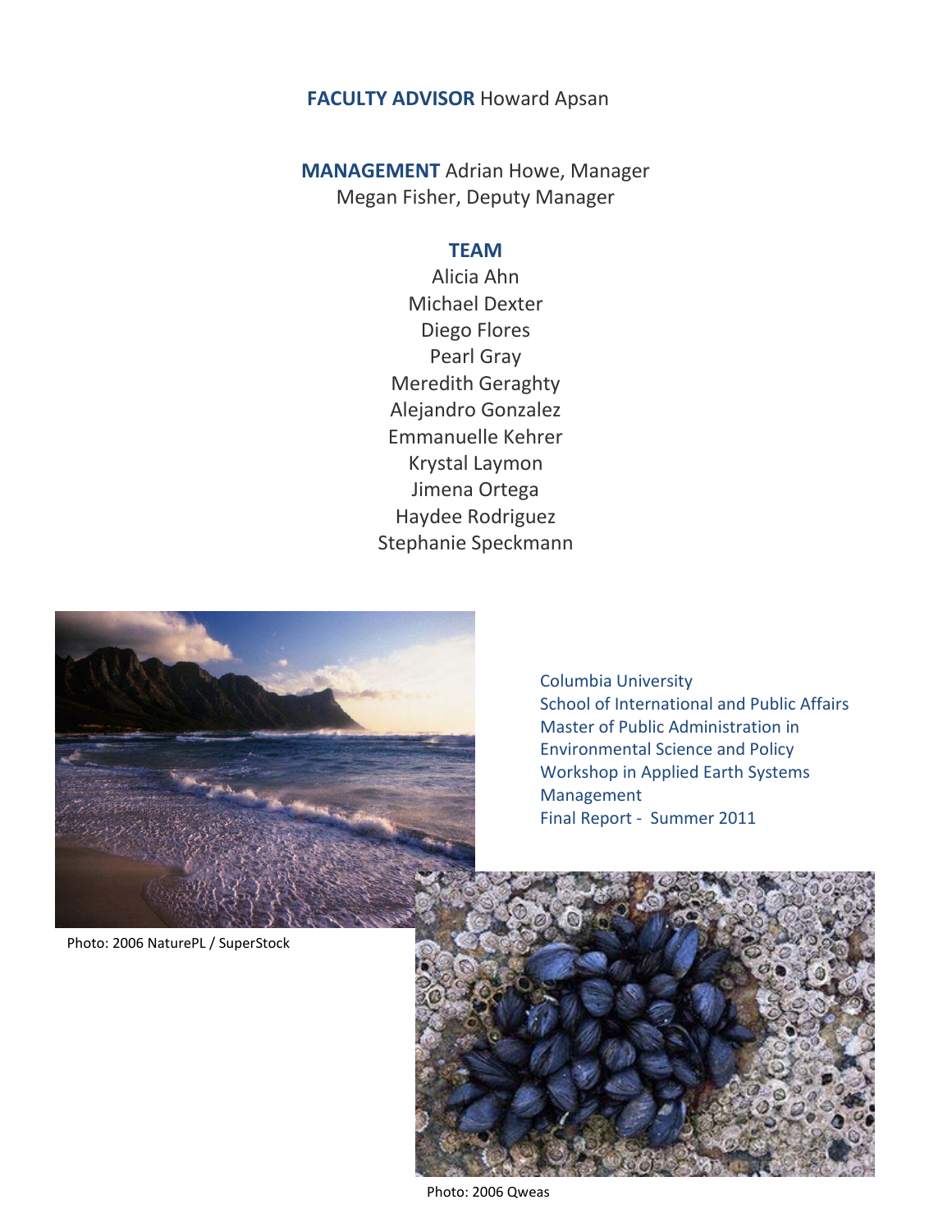**FACULTY ADVISOR** Howard Apsan

**MANAGEMENT** Adrian Howe, Manager
Megan Fisher, Deputy Manager

**TEAM**

Alicia Ahn
Michael Dexter
Diego Flores
Pearl Gray
Meredith Geraghty
Alejandro Gonzalez
Emmanuelle Kehrer
Krystal Laymon
Jimena Ortega
Haydee Rodriguez
Stephanie Speckmann

Columbia University
School of International and Public Affairs
Master of Public Administration in Environmental Science and Policy
Workshop in Applied Earth Systems Management
Final Report - Summer 2011

Photo: 2006 NaturePL / SuperStock

Photo: 2006 Qweas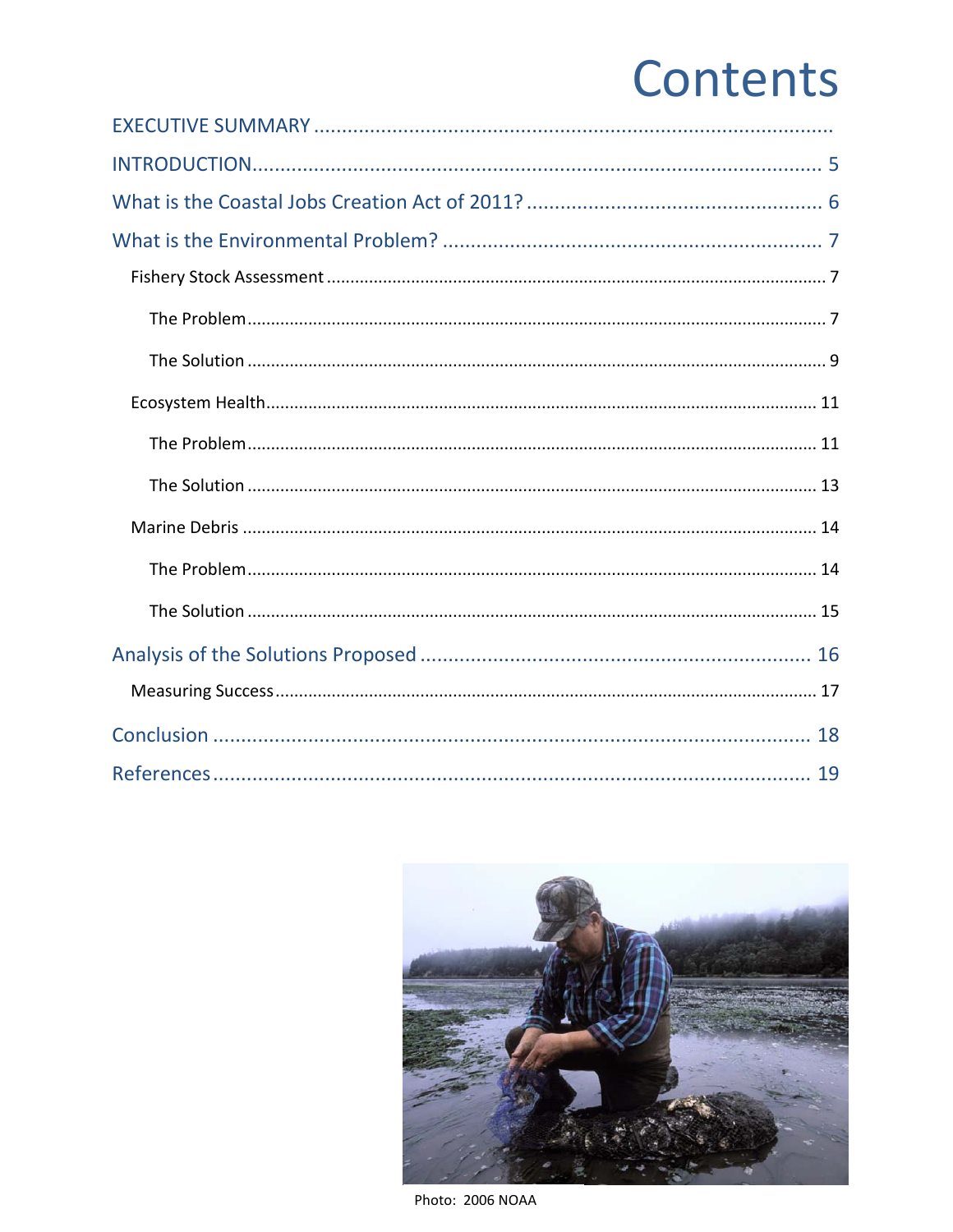# Contents

EXECUTIVE SUMMARY ..............................................................................................

INTRODUCTION ............................................................................................ 5

What is the Coastal Jobs Creation Act of 2011? ................................................... 6

What is the Environmental Problem? ................................................................. 7

- Fishery Stock Assessment ......................................................................... 7
  - The Problem ....................................................................................... 7
  - The Solution ....................................................................................... 9
- Ecosystem Health ..................................................................................... 11
  - The Problem ....................................................................................... 11
  - The Solution ....................................................................................... 13
- Marine Debris ........................................................................................... 14
  - The Problem ....................................................................................... 14
  - The Solution ....................................................................................... 15

Analysis of the Solutions Proposed ................................................................... 16

- Measuring Success .................................................................................... 17

Conclusion ...................................................................................................... 18

References ...................................................................................................... 19

Photo: 2006 NOAA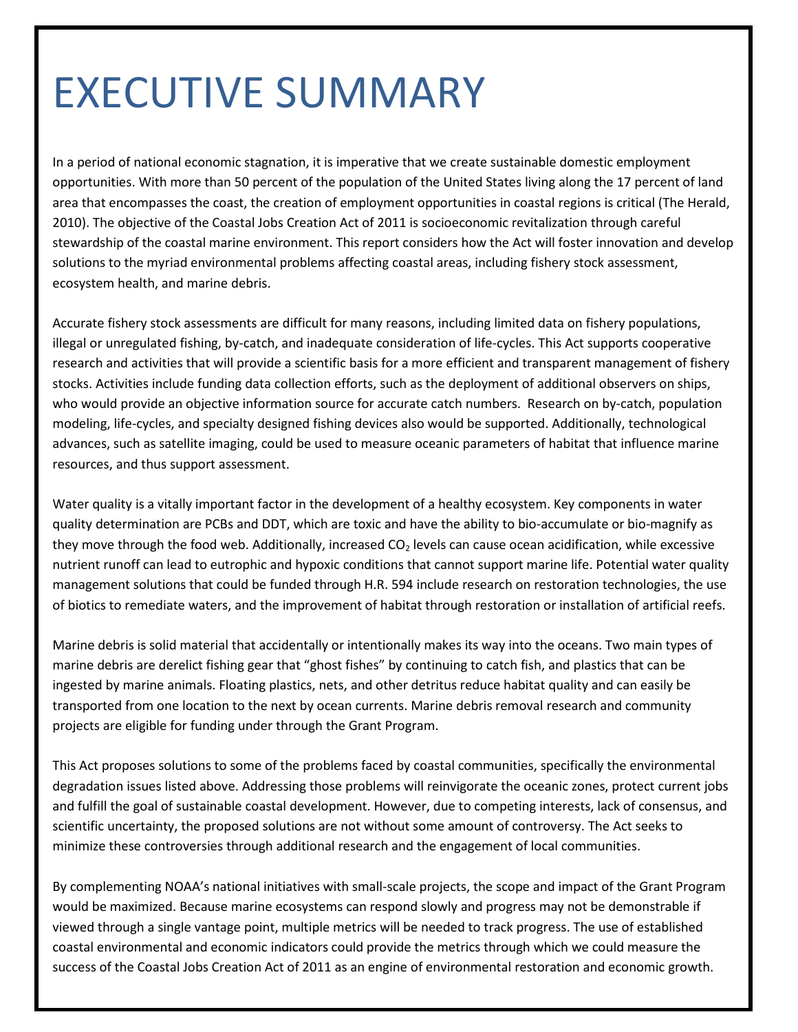# EXECUTIVE SUMMARY

In a period of national economic stagnation, it is imperative that we create sustainable domestic employment opportunities. With more than 50 percent of the population of the United States living along the 17 percent of land area that encompasses the coast, the creation of employment opportunities in coastal regions is critical (The Herald, 2010). The objective of the Coastal Jobs Creation Act of 2011 is socioeconomic revitalization through careful stewardship of the coastal marine environment. This report considers how the Act will foster innovation and develop solutions to the myriad environmental problems affecting coastal areas, including fishery stock assessment, ecosystem health, and marine debris.

Accurate fishery stock assessments are difficult for many reasons, including limited data on fishery populations, illegal or unregulated fishing, by-catch, and inadequate consideration of life-cycles. This Act supports cooperative research and activities that will provide a scientific basis for a more efficient and transparent management of fishery stocks. Activities include funding data collection efforts, such as the deployment of additional observers on ships, who would provide an objective information source for accurate catch numbers. Research on by-catch, population modeling, life-cycles, and specialty designed fishing devices also would be supported. Additionally, technological advances, such as satellite imaging, could be used to measure oceanic parameters of habitat that influence marine resources, and thus support assessment.

Water quality is a vitally important factor in the development of a healthy ecosystem. Key components in water quality determination are PCBs and DDT, which are toxic and have the ability to bio-accumulate or bio-magnify as they move through the food web. Additionally, increased $CO_2$ levels can cause ocean acidification, while excessive nutrient runoff can lead to eutrophic and hypoxic conditions that cannot support marine life. Potential water quality management solutions that could be funded through H.R. 594 include research on restoration technologies, the use of biotics to remediate waters, and the improvement of habitat through restoration or installation of artificial reefs.

Marine debris is solid material that accidentally or intentionally makes its way into the oceans. Two main types of marine debris are derelict fishing gear that "ghost fishes" by continuing to catch fish, and plastics that can be ingested by marine animals. Floating plastics, nets, and other detritus reduce habitat quality and can easily be transported from one location to the next by ocean currents. Marine debris removal research and community projects are eligible for funding under through the Grant Program.

This Act proposes solutions to some of the problems faced by coastal communities, specifically the environmental degradation issues listed above. Addressing those problems will reinvigorate the oceanic zones, protect current jobs and fulfill the goal of sustainable coastal development. However, due to competing interests, lack of consensus, and scientific uncertainty, the proposed solutions are not without some amount of controversy. The Act seeks to minimize these controversies through additional research and the engagement of local communities.

By complementing NOAA's national initiatives with small-scale projects, the scope and impact of the Grant Program would be maximized. Because marine ecosystems can respond slowly and progress may not be demonstrable if viewed through a single vantage point, multiple metrics will be needed to track progress. The use of established coastal environmental and economic indicators could provide the metrics through which we could measure the success of the Coastal Jobs Creation Act of 2011 as an engine of environmental restoration and economic growth.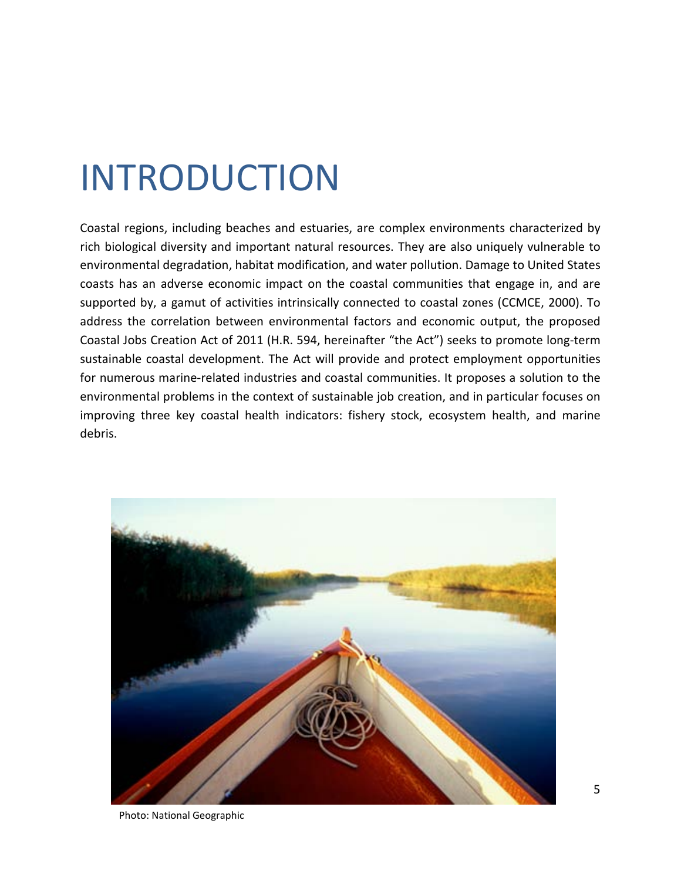# INTRODUCTION

Coastal regions, including beaches and estuaries, are complex environments characterized by rich biological diversity and important natural resources. They are also uniquely vulnerable to environmental degradation, habitat modification, and water pollution. Damage to United States coasts has an adverse economic impact on the coastal communities that engage in, and are supported by, a gamut of activities intrinsically connected to coastal zones (CCMCE, 2000). To address the correlation between environmental factors and economic output, the proposed Coastal Jobs Creation Act of 2011 (H.R. 594, hereinafter "the Act") seeks to promote long-term sustainable coastal development. The Act will provide and protect employment opportunities for numerous marine-related industries and coastal communities. It proposes a solution to the environmental problems in the context of sustainable job creation, and in particular focuses on improving three key coastal health indicators: fishery stock, ecosystem health, and marine debris.

Photo: National Geographic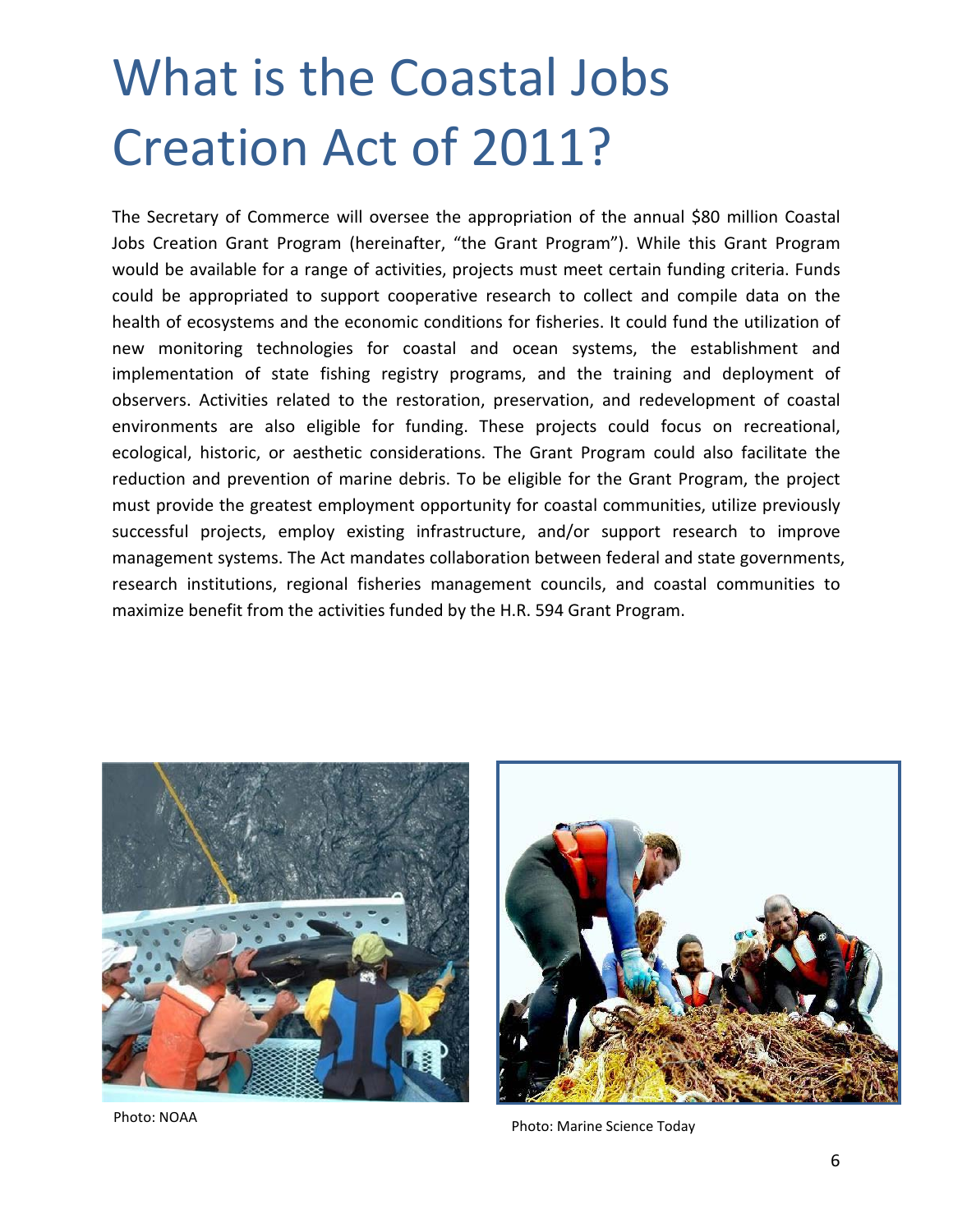# What is the Coastal Jobs Creation Act of 2011?

The Secretary of Commerce will oversee the appropriation of the annual $80 million Coastal Jobs Creation Grant Program (hereinafter, "the Grant Program"). While this Grant Program would be available for a range of activities, projects must meet certain funding criteria. Funds could be appropriated to support cooperative research to collect and compile data on the health of ecosystems and the economic conditions for fisheries. It could fund the utilization of new monitoring technologies for coastal and ocean systems, the establishment and implementation of state fishing registry programs, and the training and deployment of observers. Activities related to the restoration, preservation, and redevelopment of coastal environments are also eligible for funding. These projects could focus on recreational, ecological, historic, or aesthetic considerations. The Grant Program could also facilitate the reduction and prevention of marine debris. To be eligible for the Grant Program, the project must provide the greatest employment opportunity for coastal communities, utilize previously successful projects, employ existing infrastructure, and/or support research to improve management systems. The Act mandates collaboration between federal and state governments, research institutions, regional fisheries management councils, and coastal communities to maximize benefit from the activities funded by the H.R. 594 Grant Program.

Photo: NOAA

Photo: Marine Science Today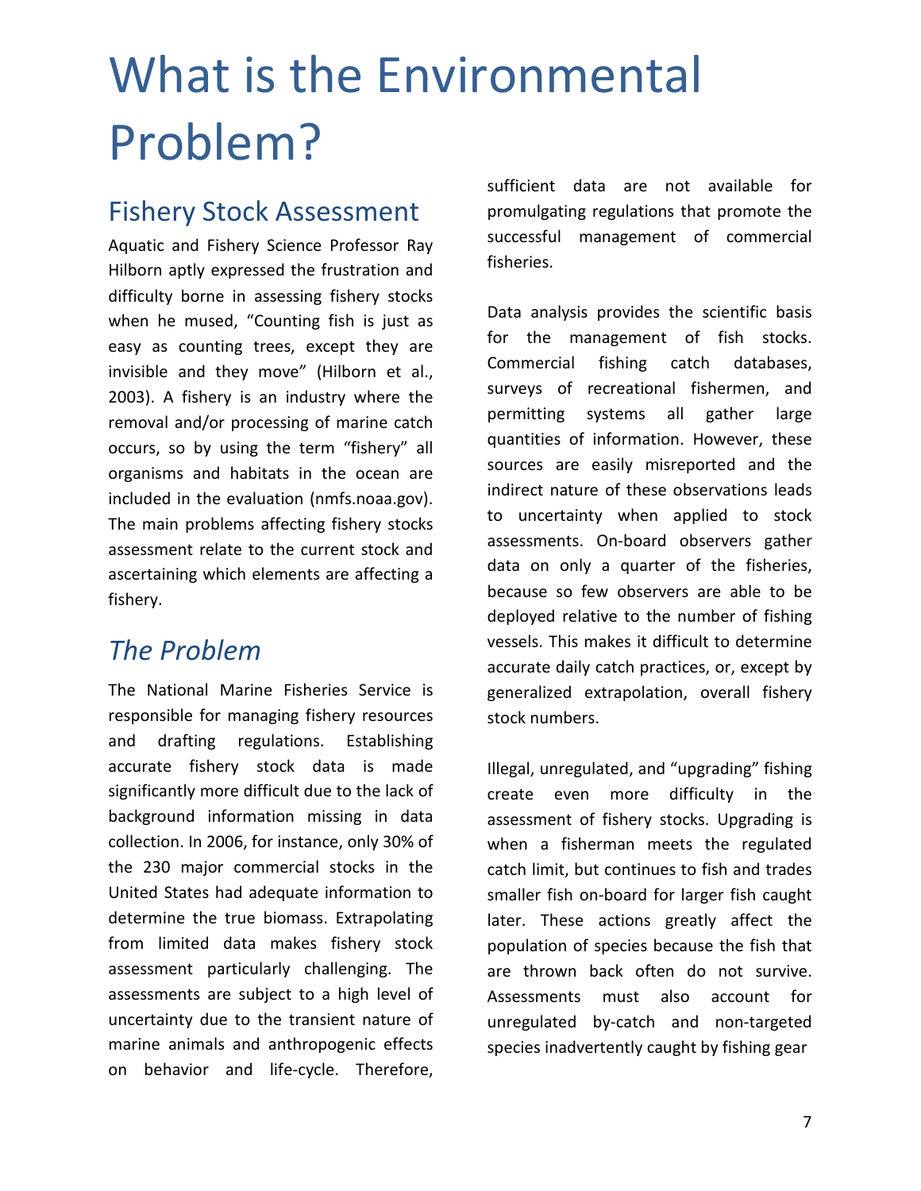# What is the Environmental Problem?

## Fishery Stock Assessment

Aquatic and Fishery Science Professor Ray Hilborn aptly expressed the frustration and difficulty borne in assessing fishery stocks when he mused, "Counting fish is just as easy as counting trees, except they are invisible and they move" (Hilborn et al., 2003). A fishery is an industry where the removal and/or processing of marine catch occurs, so by using the term "fishery" all organisms and habitats in the ocean are included in the evaluation (nmfs.noaa.gov). The main problems affecting fishery stocks assessment relate to the current stock and ascertaining which elements are affecting a fishery.

## *The Problem*

The National Marine Fisheries Service is responsible for managing fishery resources and drafting regulations. Establishing accurate fishery stock data is made significantly more difficult due to the lack of background information missing in data collection. In 2006, for instance, only 30% of the 230 major commercial stocks in the United States had adequate information to determine the true biomass. Extrapolating from limited data makes fishery stock assessment particularly challenging. The assessments are subject to a high level of uncertainty due to the transient nature of marine animals and anthropogenic effects on behavior and life-cycle. Therefore, sufficient data are not available for promulgating regulations that promote the successful management of commercial fisheries.

Data analysis provides the scientific basis for the management of fish stocks. Commercial fishing catch databases, surveys of recreational fishermen, and permitting systems all gather large quantities of information. However, these sources are easily misreported and the indirect nature of these observations leads to uncertainty when applied to stock assessments. On-board observers gather data on only a quarter of the fisheries, because so few observers are able to be deployed relative to the number of fishing vessels. This makes it difficult to determine accurate daily catch practices, or, except by generalized extrapolation, overall fishery stock numbers.

Illegal, unregulated, and "upgrading" fishing create even more difficulty in the assessment of fishery stocks. Upgrading is when a fisherman meets the regulated catch limit, but continues to fish and trades smaller fish on-board for larger fish caught later. These actions greatly affect the population of species because the fish that are thrown back often do not survive. Assessments must also account for unregulated by-catch and non-targeted species inadvertently caught by fishing gear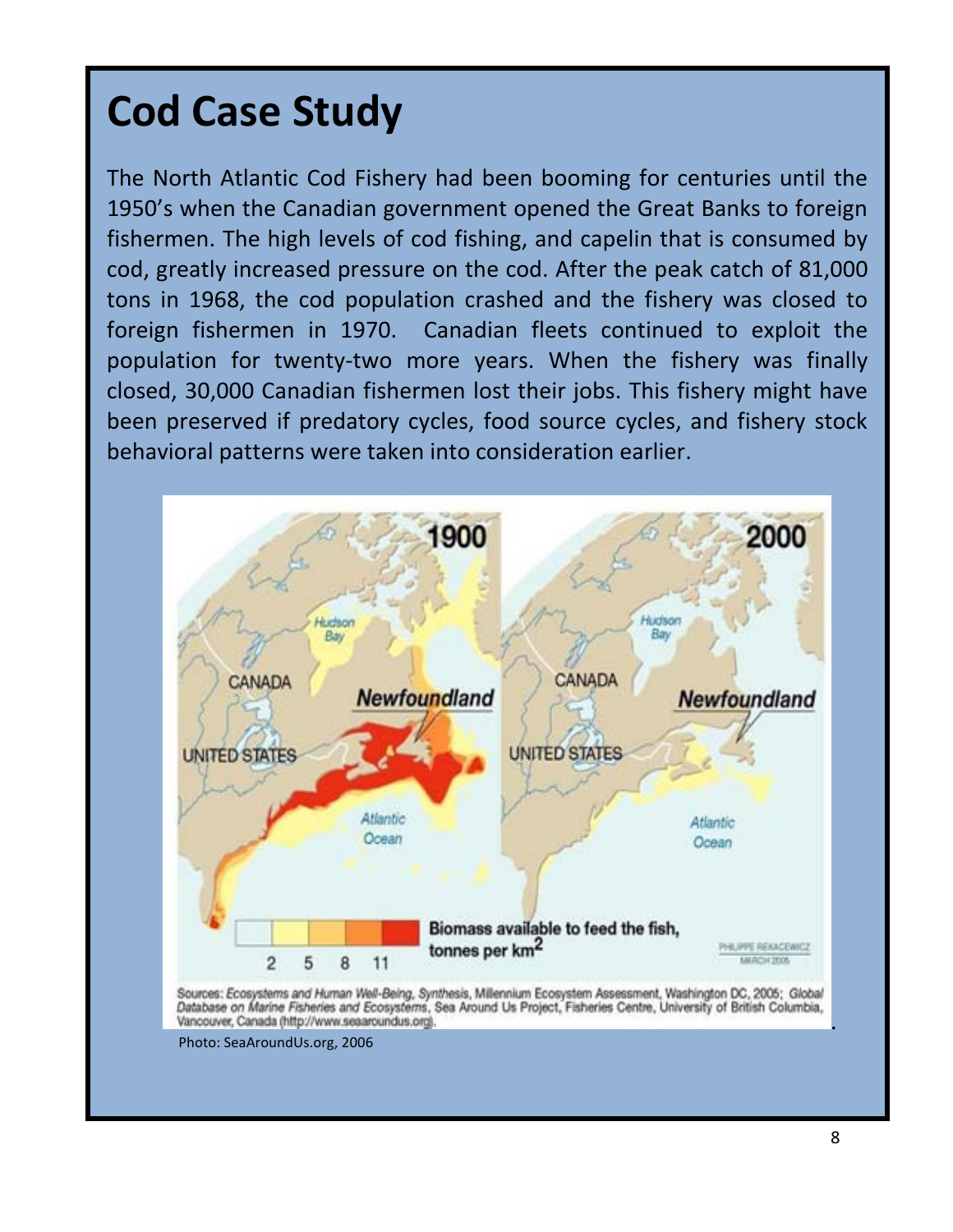# Cod Case Study

The North Atlantic Cod Fishery had been booming for centuries until the 1950's when the Canadian government opened the Great Banks to foreign fishermen. The high levels of cod fishing, and capelin that is consumed by cod, greatly increased pressure on the cod. After the peak catch of 81,000 tons in 1968, the cod population crashed and the fishery was closed to foreign fishermen in 1970. Canadian fleets continued to exploit the population for twenty-two more years. When the fishery was finally closed, 30,000 Canadian fishermen lost their jobs. This fishery might have been preserved if predatory cycles, food source cycles, and fishery stock behavioral patterns were taken into consideration earlier.

Sources: *Ecosystems and Human Well-Being, Synthesis*, Millennium Ecosystem Assessment, Washington DC, 2005; *Global Database on Marine Fisheries and Ecosystems*, Sea Around Us Project, Fisheries Centre, University of British Columbia, Vancouver, Canada (http://www.seaaroundus.org).

Photo: SeaAroundUs.org, 2006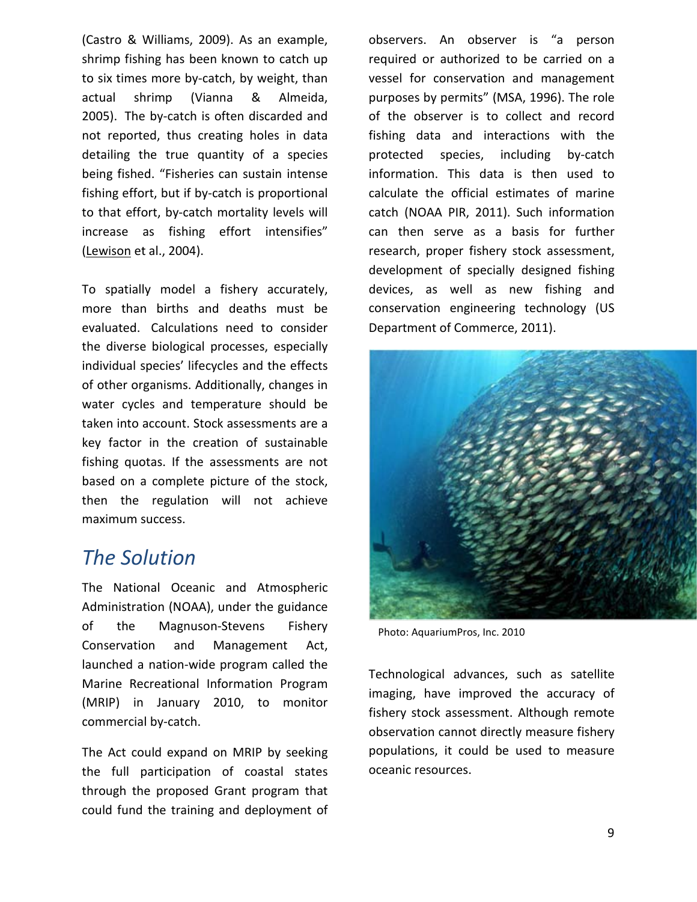(Castro & Williams, 2009). As an example, shrimp fishing has been known to catch up to six times more by-catch, by weight, than actual shrimp (Vianna & Almeida, 2005). The by-catch is often discarded and not reported, thus creating holes in data detailing the true quantity of a species being fished. "Fisheries can sustain intense fishing effort, but if by-catch is proportional to that effort, by-catch mortality levels will increase as fishing effort intensifies" (Lewison et al., 2004).

To spatially model a fishery accurately, more than births and deaths must be evaluated. Calculations need to consider the diverse biological processes, especially individual species' lifecycles and the effects of other organisms. Additionally, changes in water cycles and temperature should be taken into account. Stock assessments are a key factor in the creation of sustainable fishing quotas. If the assessments are not based on a complete picture of the stock, then the regulation will not achieve maximum success.

## *The Solution*

The National Oceanic and Atmospheric Administration (NOAA), under the guidance of the Magnuson-Stevens Fishery Conservation and Management Act, launched a nation-wide program called the Marine Recreational Information Program (MRIP) in January 2010, to monitor commercial by-catch.

The Act could expand on MRIP by seeking the full participation of coastal states through the proposed Grant program that could fund the training and deployment of observers. An observer is "a person required or authorized to be carried on a vessel for conservation and management purposes by permits" (MSA, 1996). The role of the observer is to collect and record fishing data and interactions with the protected species, including by-catch information. This data is then used to calculate the official estimates of marine catch (NOAA PIR, 2011). Such information can then serve as a basis for further research, proper fishery stock assessment, development of specially designed fishing devices, as well as new fishing and conservation engineering technology (US Department of Commerce, 2011).

Photo: AquariumPros, Inc. 2010

Technological advances, such as satellite imaging, have improved the accuracy of fishery stock assessment. Although remote observation cannot directly measure fishery populations, it could be used to measure oceanic resources.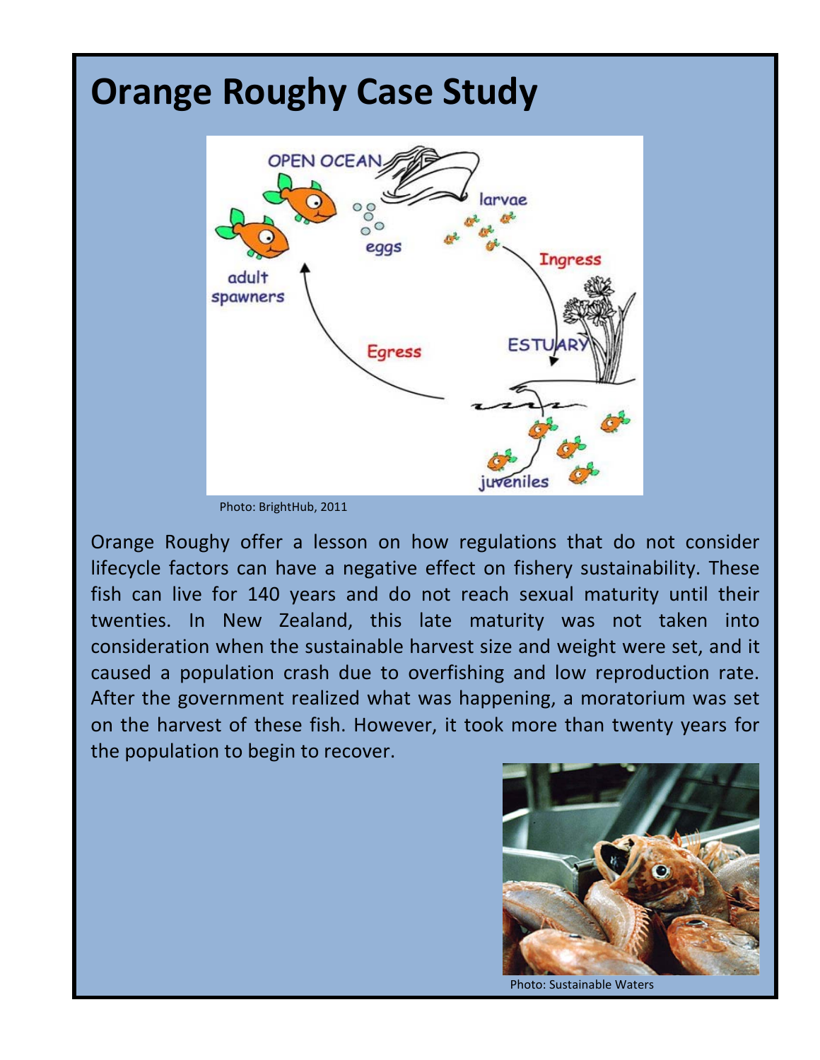# Orange Roughy Case Study

Photo: BrightHub, 2011

Orange Roughy offer a lesson on how regulations that do not consider lifecycle factors can have a negative effect on fishery sustainability. These fish can live for 140 years and do not reach sexual maturity until their twenties. In New Zealand, this late maturity was not taken into consideration when the sustainable harvest size and weight were set, and it caused a population crash due to overfishing and low reproduction rate. After the government realized what was happening, a moratorium was set on the harvest of these fish. However, it took more than twenty years for the population to begin to recover.

Photo: Sustainable Waters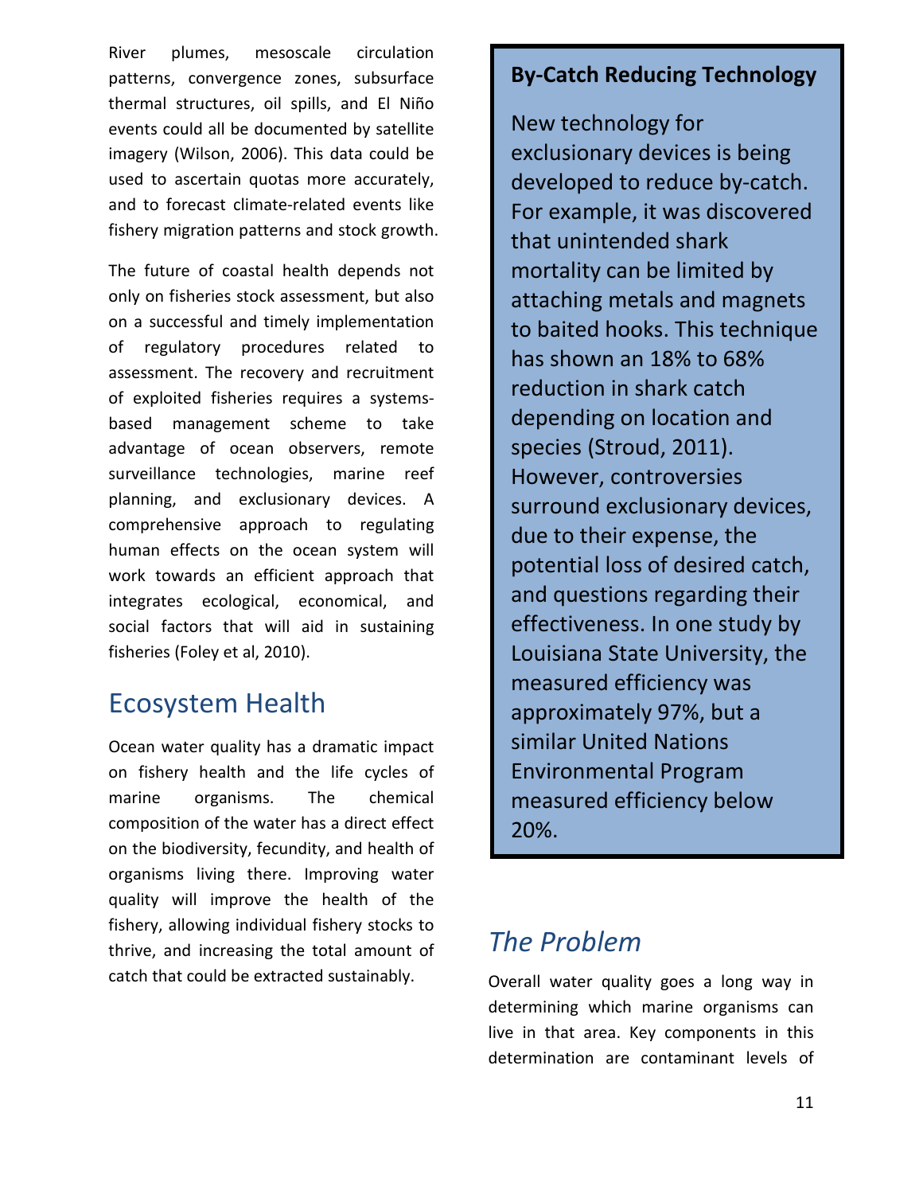River plumes, mesoscale circulation patterns, convergence zones, subsurface thermal structures, oil spills, and El Niño events could all be documented by satellite imagery (Wilson, 2006). This data could be used to ascertain quotas more accurately, and to forecast climate-related events like fishery migration patterns and stock growth.

The future of coastal health depends not only on fisheries stock assessment, but also on a successful and timely implementation of regulatory procedures related to assessment. The recovery and recruitment of exploited fisheries requires a systems-based management scheme to take advantage of ocean observers, remote surveillance technologies, marine reef planning, and exclusionary devices. A comprehensive approach to regulating human effects on the ocean system will work towards an efficient approach that integrates ecological, economical, and social factors that will aid in sustaining fisheries (Foley et al, 2010).

## Ecosystem Health

Ocean water quality has a dramatic impact on fishery health and the life cycles of marine organisms. The chemical composition of the water has a direct effect on the biodiversity, fecundity, and health of organisms living there. Improving water quality will improve the health of the fishery, allowing individual fishery stocks to thrive, and increasing the total amount of catch that could be extracted sustainably.

**By-Catch Reducing Technology**

New technology for exclusionary devices is being developed to reduce by-catch. For example, it was discovered that unintended shark mortality can be limited by attaching metals and magnets to baited hooks. This technique has shown an 18% to 68% reduction in shark catch depending on location and species (Stroud, 2011). However, controversies surround exclusionary devices, due to their expense, the potential loss of desired catch, and questions regarding their effectiveness. In one study by Louisiana State University, the measured efficiency was approximately 97%, but a similar United Nations Environmental Program measured efficiency below 20%.

### *The Problem*

Overall water quality goes a long way in determining which marine organisms can live in that area. Key components in this determination are contaminant levels of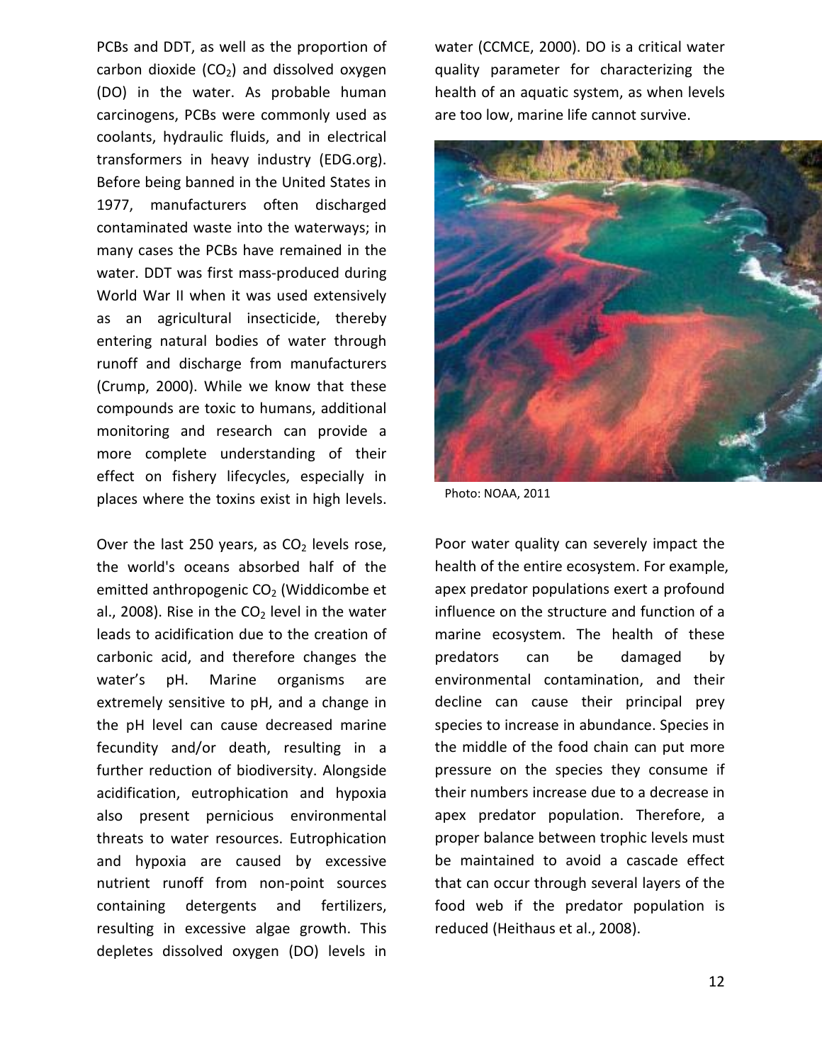PCBs and DDT, as well as the proportion of carbon dioxide ($CO_2$) and dissolved oxygen (DO) in the water. As probable human carcinogens, PCBs were commonly used as coolants, hydraulic fluids, and in electrical transformers in heavy industry (EDG.org). Before being banned in the United States in 1977, manufacturers often discharged contaminated waste into the waterways; in many cases the PCBs have remained in the water. DDT was first mass-produced during World War II when it was used extensively as an agricultural insecticide, thereby entering natural bodies of water through runoff and discharge from manufacturers (Crump, 2000). While we know that these compounds are toxic to humans, additional monitoring and research can provide a more complete understanding of their effect on fishery lifecycles, especially in places where the toxins exist in high levels.

Over the last 250 years, as $CO_2$ levels rose, the world's oceans absorbed half of the emitted anthropogenic $CO_2$ (Widdicombe et al., 2008). Rise in the $CO_2$ level in the water leads to acidification due to the creation of carbonic acid, and therefore changes the water's pH. Marine organisms are extremely sensitive to pH, and a change in the pH level can cause decreased marine fecundity and/or death, resulting in a further reduction of biodiversity. Alongside acidification, eutrophication and hypoxia also present pernicious environmental threats to water resources. Eutrophication and hypoxia are caused by excessive nutrient runoff from non-point sources containing detergents and fertilizers, resulting in excessive algae growth. This depletes dissolved oxygen (DO) levels in water (CCMCE, 2000). DO is a critical water quality parameter for characterizing the health of an aquatic system, as when levels are too low, marine life cannot survive.

Photo: NOAA, 2011

Poor water quality can severely impact the health of the entire ecosystem. For example, apex predator populations exert a profound influence on the structure and function of a marine ecosystem. The health of these predators can be damaged by environmental contamination, and their decline can cause their principal prey species to increase in abundance. Species in the middle of the food chain can put more pressure on the species they consume if their numbers increase due to a decrease in apex predator population. Therefore, a proper balance between trophic levels must be maintained to avoid a cascade effect that can occur through several layers of the food web if the predator population is reduced (Heithaus et al., 2008).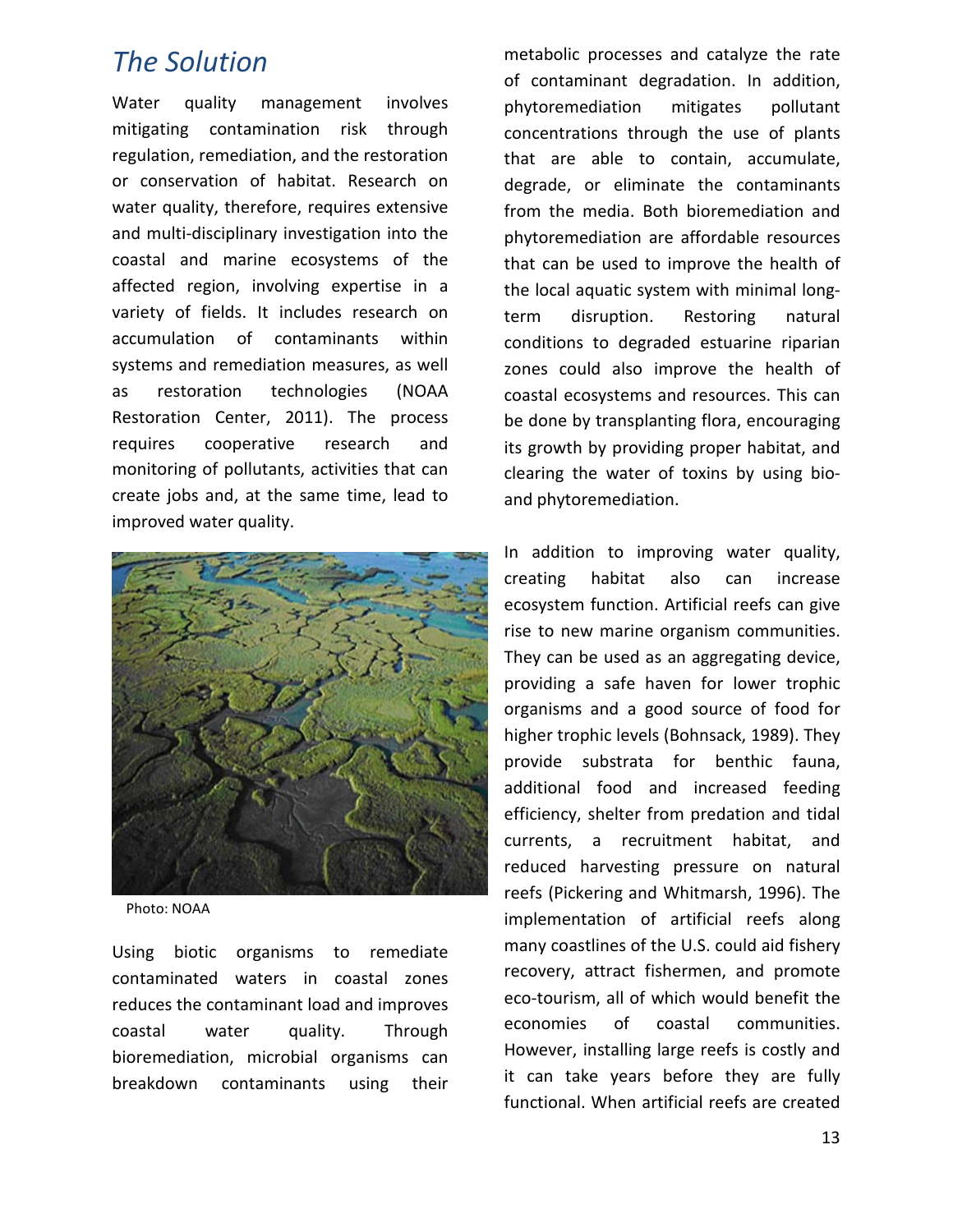## *The Solution*

Water quality management involves mitigating contamination risk through regulation, remediation, and the restoration or conservation of habitat. Research on water quality, therefore, requires extensive and multi-disciplinary investigation into the coastal and marine ecosystems of the affected region, involving expertise in a variety of fields. It includes research on accumulation of contaminants within systems and remediation measures, as well as restoration technologies (NOAA Restoration Center, 2011). The process requires cooperative research and monitoring of pollutants, activities that can create jobs and, at the same time, lead to improved water quality.

Photo: NOAA

Using biotic organisms to remediate contaminated waters in coastal zones reduces the contaminant load and improves coastal water quality. Through bioremediation, microbial organisms can breakdown contaminants using their metabolic processes and catalyze the rate of contaminant degradation. In addition, phytoremediation mitigates pollutant concentrations through the use of plants that are able to contain, accumulate, degrade, or eliminate the contaminants from the media. Both bioremediation and phytoremediation are affordable resources that can be used to improve the health of the local aquatic system with minimal long-term disruption. Restoring natural conditions to degraded estuarine riparian zones could also improve the health of coastal ecosystems and resources. This can be done by transplanting flora, encouraging its growth by providing proper habitat, and clearing the water of toxins by using bio- and phytoremediation.

In addition to improving water quality, creating habitat also can increase ecosystem function. Artificial reefs can give rise to new marine organism communities. They can be used as an aggregating device, providing a safe haven for lower trophic organisms and a good source of food for higher trophic levels (Bohnsack, 1989). They provide substrata for benthic fauna, additional food and increased feeding efficiency, shelter from predation and tidal currents, a recruitment habitat, and reduced harvesting pressure on natural reefs (Pickering and Whitmarsh, 1996). The implementation of artificial reefs along many coastlines of the U.S. could aid fishery recovery, attract fishermen, and promote eco-tourism, all of which would benefit the economies of coastal communities. However, installing large reefs is costly and it can take years before they are fully functional. When artificial reefs are created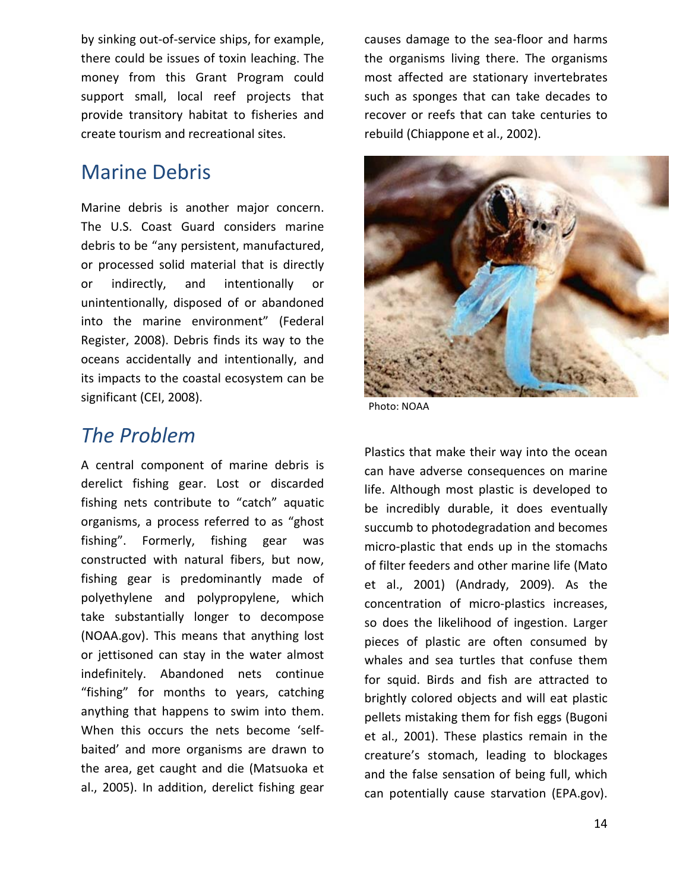by sinking out-of-service ships, for example, there could be issues of toxin leaching. The money from this Grant Program could support small, local reef projects that provide transitory habitat to fisheries and create tourism and recreational sites.

## Marine Debris

Marine debris is another major concern. The U.S. Coast Guard considers marine debris to be "any persistent, manufactured, or processed solid material that is directly or indirectly, and intentionally or unintentionally, disposed of or abandoned into the marine environment" (Federal Register, 2008). Debris finds its way to the oceans accidentally and intentionally, and its impacts to the coastal ecosystem can be significant (CEI, 2008).

### *The Problem*

A central component of marine debris is derelict fishing gear. Lost or discarded fishing nets contribute to "catch" aquatic organisms, a process referred to as "ghost fishing". Formerly, fishing gear was constructed with natural fibers, but now, fishing gear is predominantly made of polyethylene and polypropylene, which take substantially longer to decompose (NOAA.gov). This means that anything lost or jettisoned can stay in the water almost indefinitely. Abandoned nets continue "fishing" for months to years, catching anything that happens to swim into them. When this occurs the nets become 'self-baited' and more organisms are drawn to the area, get caught and die (Matsuoka et al., 2005). In addition, derelict fishing gear causes damage to the sea-floor and harms the organisms living there. The organisms most affected are stationary invertebrates such as sponges that can take decades to recover or reefs that can take centuries to rebuild (Chiappone et al., 2002).

Photo: NOAA

Plastics that make their way into the ocean can have adverse consequences on marine life. Although most plastic is developed to be incredibly durable, it does eventually succumb to photodegradation and becomes micro-plastic that ends up in the stomachs of filter feeders and other marine life (Mato et al., 2001) (Andrady, 2009). As the concentration of micro-plastics increases, so does the likelihood of ingestion. Larger pieces of plastic are often consumed by whales and sea turtles that confuse them for squid. Birds and fish are attracted to brightly colored objects and will eat plastic pellets mistaking them for fish eggs (Bugoni et al., 2001). These plastics remain in the creature's stomach, leading to blockages and the false sensation of being full, which can potentially cause starvation (EPA.gov).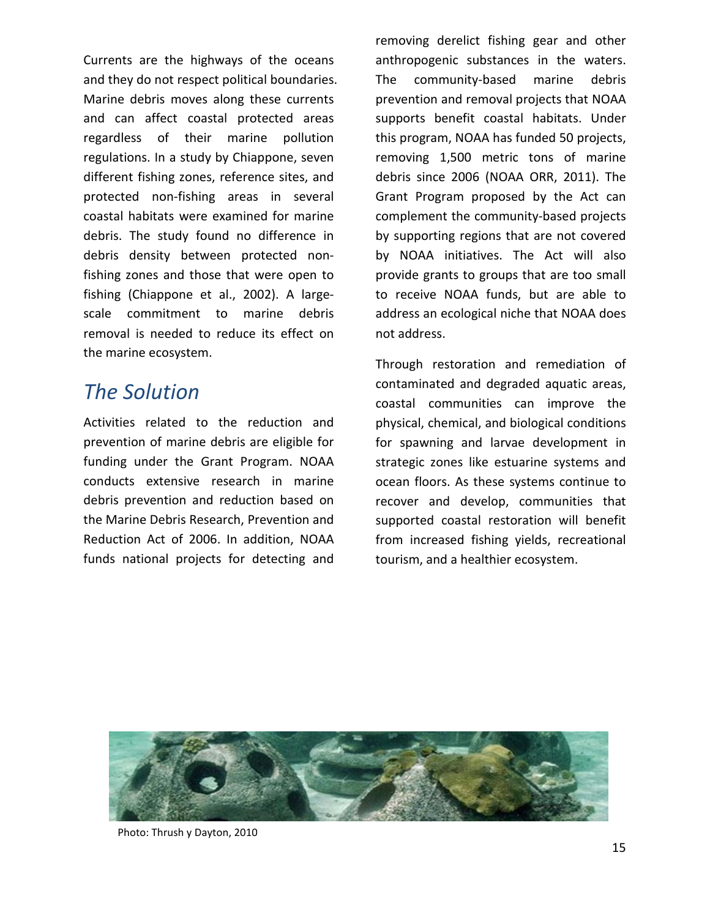Currents are the highways of the oceans and they do not respect political boundaries. Marine debris moves along these currents and can affect coastal protected areas regardless of their marine pollution regulations. In a study by Chiappone, seven different fishing zones, reference sites, and protected non-fishing areas in several coastal habitats were examined for marine debris. The study found no difference in debris density between protected non-fishing zones and those that were open to fishing (Chiappone et al., 2002). A large-scale commitment to marine debris removal is needed to reduce its effect on the marine ecosystem.

## *The Solution*

Activities related to the reduction and prevention of marine debris are eligible for funding under the Grant Program. NOAA conducts extensive research in marine debris prevention and reduction based on the Marine Debris Research, Prevention and Reduction Act of 2006. In addition, NOAA funds national projects for detecting and removing derelict fishing gear and other anthropogenic substances in the waters. The community-based marine debris prevention and removal projects that NOAA supports benefit coastal habitats. Under this program, NOAA has funded 50 projects, removing 1,500 metric tons of marine debris since 2006 (NOAA ORR, 2011). The Grant Program proposed by the Act can complement the community-based projects by supporting regions that are not covered by NOAA initiatives. The Act will also provide grants to groups that are too small to receive NOAA funds, but are able to address an ecological niche that NOAA does not address.

Through restoration and remediation of contaminated and degraded aquatic areas, coastal communities can improve the physical, chemical, and biological conditions for spawning and larvae development in strategic zones like estuarine systems and ocean floors. As these systems continue to recover and develop, communities that supported coastal restoration will benefit from increased fishing yields, recreational tourism, and a healthier ecosystem.

Photo: Thrush y Dayton, 2010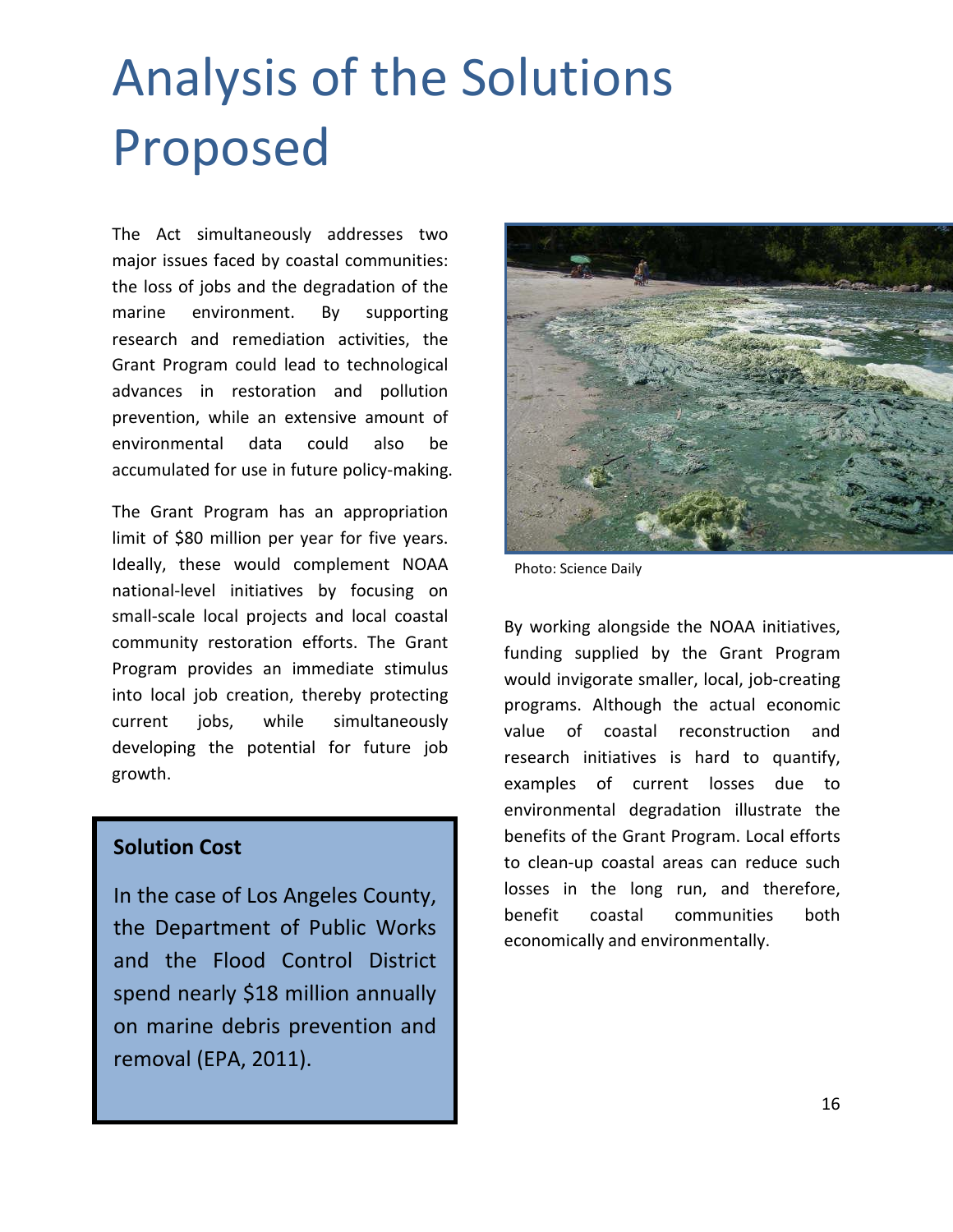# Analysis of the Solutions Proposed

The Act simultaneously addresses two major issues faced by coastal communities: the loss of jobs and the degradation of the marine environment. By supporting research and remediation activities, the Grant Program could lead to technological advances in restoration and pollution prevention, while an extensive amount of environmental data could also be accumulated for use in future policy-making.

The Grant Program has an appropriation limit of $80 million per year for five years. Ideally, these would complement NOAA national-level initiatives by focusing on small-scale local projects and local coastal community restoration efforts. The Grant Program provides an immediate stimulus into local job creation, thereby protecting current jobs, while simultaneously developing the potential for future job growth.

**Solution Cost**

In the case of Los Angeles County, the Department of Public Works and the Flood Control District spend nearly $18 million annually on marine debris prevention and removal (EPA, 2011).

Photo: Science Daily

By working alongside the NOAA initiatives, funding supplied by the Grant Program would invigorate smaller, local, job-creating programs. Although the actual economic value of coastal reconstruction and research initiatives is hard to quantify, examples of current losses due to environmental degradation illustrate the benefits of the Grant Program. Local efforts to clean-up coastal areas can reduce such losses in the long run, and therefore, benefit coastal communities both economically and environmentally.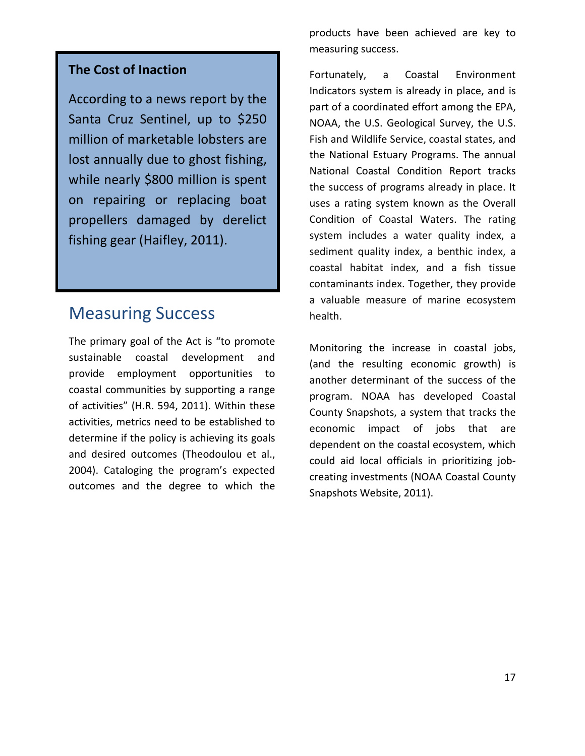### The Cost of Inaction

According to a news report by the Santa Cruz Sentinel, up to $250 million of marketable lobsters are lost annually due to ghost fishing, while nearly $800 million is spent on repairing or replacing boat propellers damaged by derelict fishing gear (Haifley, 2011).

## Measuring Success

The primary goal of the Act is "to promote sustainable coastal development and provide employment opportunities to coastal communities by supporting a range of activities" (H.R. 594, 2011). Within these activities, metrics need to be established to determine if the policy is achieving its goals and desired outcomes (Theodoulou et al., 2004). Cataloging the program's expected outcomes and the degree to which the products have been achieved are key to measuring success.

Fortunately, a Coastal Environment Indicators system is already in place, and is part of a coordinated effort among the EPA, NOAA, the U.S. Geological Survey, the U.S. Fish and Wildlife Service, coastal states, and the National Estuary Programs. The annual National Coastal Condition Report tracks the success of programs already in place. It uses a rating system known as the Overall Condition of Coastal Waters. The rating system includes a water quality index, a sediment quality index, a benthic index, a coastal habitat index, and a fish tissue contaminants index. Together, they provide a valuable measure of marine ecosystem health.

Monitoring the increase in coastal jobs, (and the resulting economic growth) is another determinant of the success of the program. NOAA has developed Coastal County Snapshots, a system that tracks the economic impact of jobs that are dependent on the coastal ecosystem, which could aid local officials in prioritizing job-creating investments (NOAA Coastal County Snapshots Website, 2011).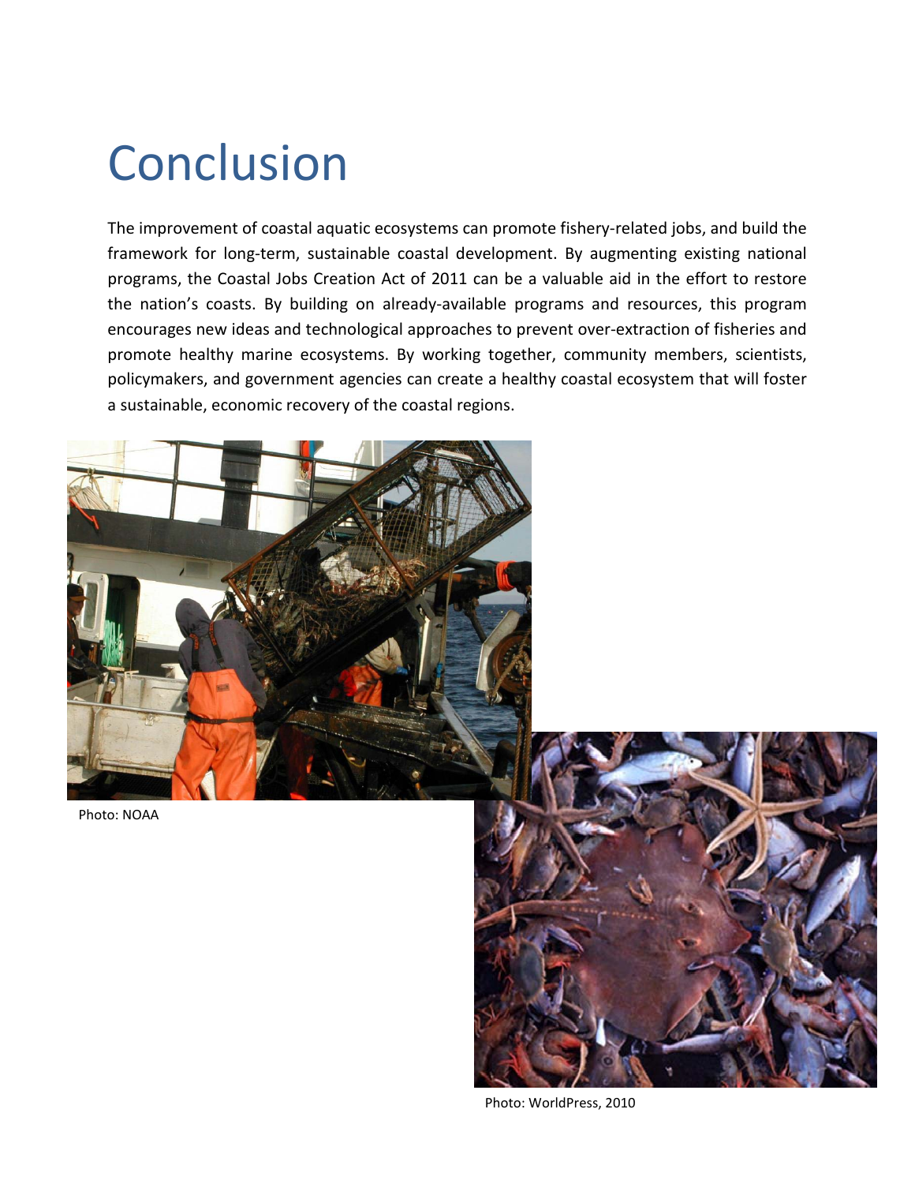# Conclusion

The improvement of coastal aquatic ecosystems can promote fishery-related jobs, and build the framework for long-term, sustainable coastal development. By augmenting existing national programs, the Coastal Jobs Creation Act of 2011 can be a valuable aid in the effort to restore the nation's coasts. By building on already-available programs and resources, this program encourages new ideas and technological approaches to prevent over-extraction of fisheries and promote healthy marine ecosystems. By working together, community members, scientists, policymakers, and government agencies can create a healthy coastal ecosystem that will foster a sustainable, economic recovery of the coastal regions.

Photo: NOAA

Photo: WorldPress, 2010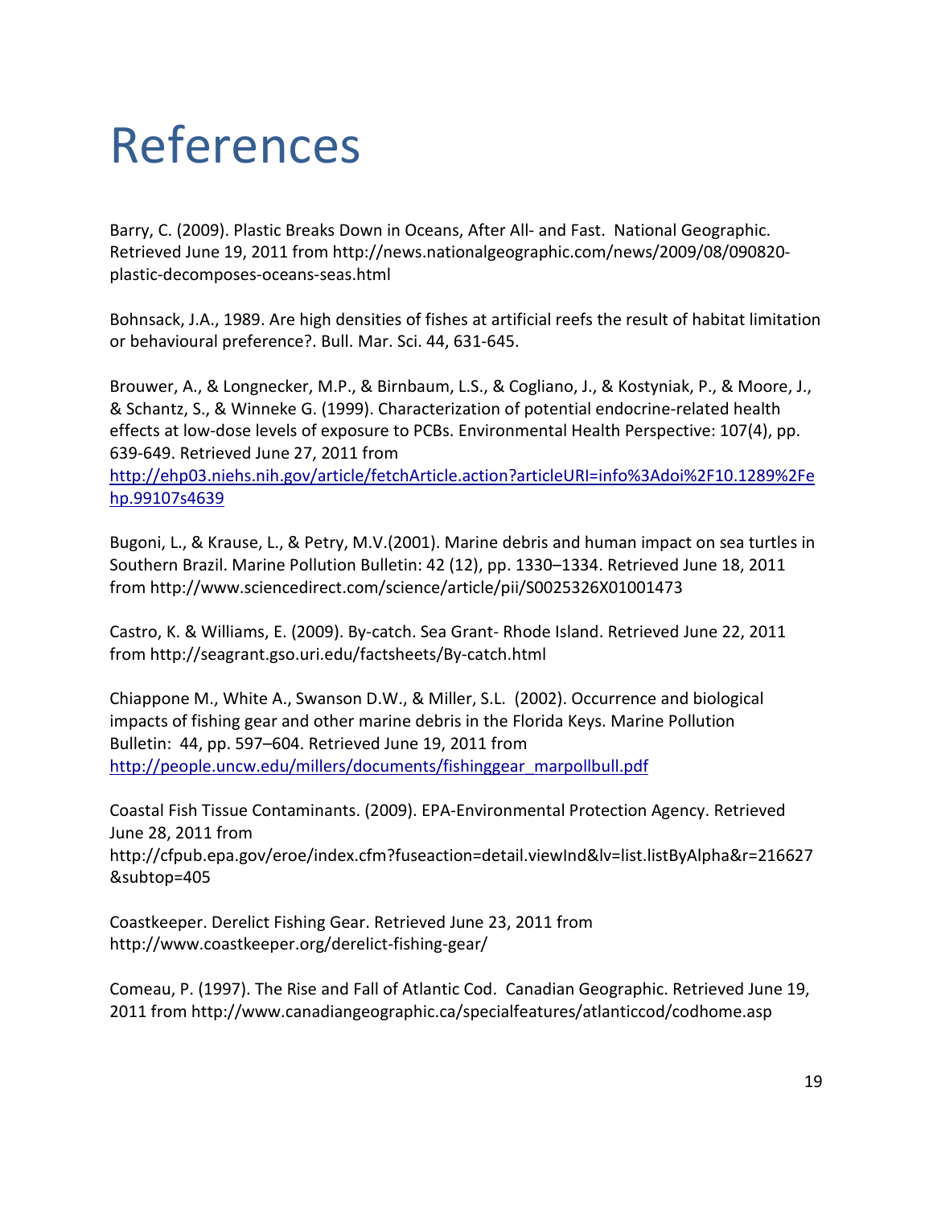# References

Barry, C. (2009). Plastic Breaks Down in Oceans, After All- and Fast. National Geographic. Retrieved June 19, 2011 from http://news.nationalgeographic.com/news/2009/08/090820-plastic-decomposes-oceans-seas.html

Bohnsack, J.A., 1989. Are high densities of fishes at artificial reefs the result of habitat limitation or behavioural preference?. Bull. Mar. Sci. 44, 631-645.

Brouwer, A., & Longnecker, M.P., & Birnbaum, L.S., & Cogliano, J., & Kostyniak, P., & Moore, J., & Schantz, S., & Winneke G. (1999). Characterization of potential endocrine-related health effects at low-dose levels of exposure to PCBs. Environmental Health Perspective: 107(4), pp. 639-649. Retrieved June 27, 2011 from http://ehp03.niehs.nih.gov/article/fetchArticle.action?articleURI=info%3Adoi%2F10.1289%2Fehp.99107s4639

Bugoni, L., & Krause, L., & Petry, M.V.(2001). Marine debris and human impact on sea turtles in Southern Brazil. Marine Pollution Bulletin: 42 (12), pp. 1330–1334. Retrieved June 18, 2011 from http://www.sciencedirect.com/science/article/pii/S0025326X01001473

Castro, K. & Williams, E. (2009). By-catch. Sea Grant- Rhode Island. Retrieved June 22, 2011 from http://seagrant.gso.uri.edu/factsheets/By-catch.html

Chiappone M., White A., Swanson D.W., & Miller, S.L. (2002). Occurrence and biological impacts of fishing gear and other marine debris in the Florida Keys. Marine Pollution Bulletin: 44, pp. 597–604. Retrieved June 19, 2011 from http://people.uncw.edu/millers/documents/fishinggear_marpollbull.pdf

Coastal Fish Tissue Contaminants. (2009). EPA-Environmental Protection Agency. Retrieved June 28, 2011 from http://cfpub.epa.gov/eroe/index.cfm?fuseaction=detail.viewInd&lv=list.listByAlpha&r=216627&subtop=405

Coastkeeper. Derelict Fishing Gear. Retrieved June 23, 2011 from http://www.coastkeeper.org/derelict-fishing-gear/

Comeau, P. (1997). The Rise and Fall of Atlantic Cod. Canadian Geographic. Retrieved June 19, 2011 from http://www.canadiangeographic.ca/specialfeatures/atlanticcod/codhome.asp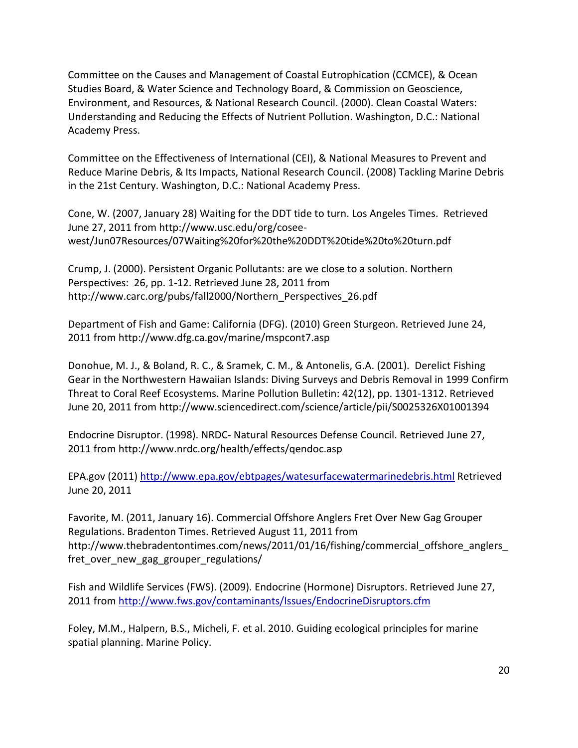Committee on the Causes and Management of Coastal Eutrophication (CCMCE), & Ocean Studies Board, & Water Science and Technology Board, & Commission on Geoscience, Environment, and Resources, & National Research Council. (2000). Clean Coastal Waters: Understanding and Reducing the Effects of Nutrient Pollution. Washington, D.C.: National Academy Press.

Committee on the Effectiveness of International (CEI), & National Measures to Prevent and Reduce Marine Debris, & Its Impacts, National Research Council. (2008) Tackling Marine Debris in the 21st Century. Washington, D.C.: National Academy Press.

Cone, W. (2007, January 28) Waiting for the DDT tide to turn. Los Angeles Times. Retrieved June 27, 2011 from http://www.usc.edu/org/cosee-west/Jun07Resources/07Waiting%20for%20the%20DDT%20tide%20to%20turn.pdf

Crump, J. (2000). Persistent Organic Pollutants: are we close to a solution. Northern Perspectives: 26, pp. 1-12. Retrieved June 28, 2011 from http://www.carc.org/pubs/fall2000/Northern_Perspectives_26.pdf

Department of Fish and Game: California (DFG). (2010) Green Sturgeon. Retrieved June 24, 2011 from http://www.dfg.ca.gov/marine/mspcont7.asp

Donohue, M. J., & Boland, R. C., & Sramek, C. M., & Antonelis, G.A. (2001). Derelict Fishing Gear in the Northwestern Hawaiian Islands: Diving Surveys and Debris Removal in 1999 Confirm Threat to Coral Reef Ecosystems. Marine Pollution Bulletin: 42(12), pp. 1301-1312. Retrieved June 20, 2011 from http://www.sciencedirect.com/science/article/pii/S0025326X01001394

Endocrine Disruptor. (1998). NRDC- Natural Resources Defense Council. Retrieved June 27, 2011 from http://www.nrdc.org/health/effects/qendoc.asp

EPA.gov (2011) http://www.epa.gov/ebtpages/watesurfacewatermarinedebris.html Retrieved June 20, 2011

Favorite, M. (2011, January 16). Commercial Offshore Anglers Fret Over New Gag Grouper Regulations. Bradenton Times. Retrieved August 11, 2011 from http://www.thebradentontimes.com/news/2011/01/16/fishing/commercial_offshore_anglers_fret_over_new_gag_grouper_regulations/

Fish and Wildlife Services (FWS). (2009). Endocrine (Hormone) Disruptors. Retrieved June 27, 2011 from http://www.fws.gov/contaminants/Issues/EndocrineDisruptors.cfm

Foley, M.M., Halpern, B.S., Micheli, F. et al. 2010. Guiding ecological principles for marine spatial planning. Marine Policy.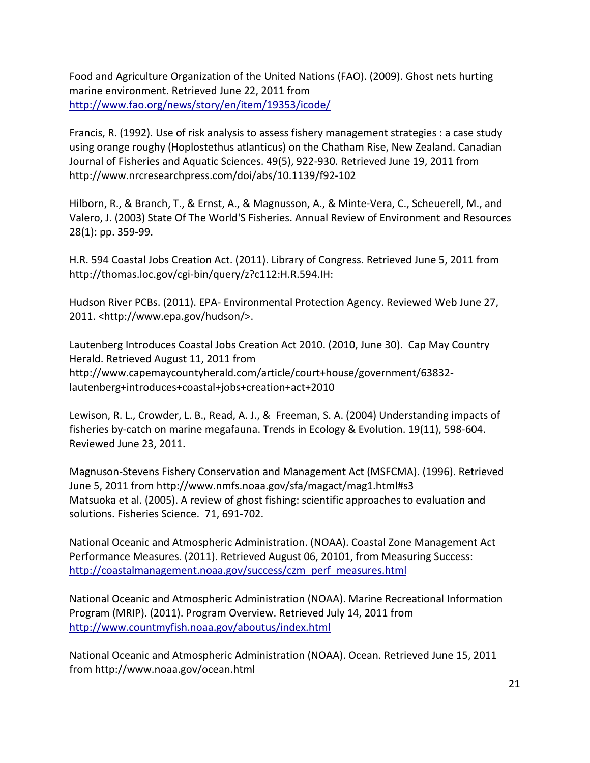Food and Agriculture Organization of the United Nations (FAO). (2009). Ghost nets hurting marine environment. Retrieved June 22, 2011 from http://www.fao.org/news/story/en/item/19353/icode/

Francis, R. (1992). Use of risk analysis to assess fishery management strategies : a case study using orange roughy (Hoplostethus atlanticus) on the Chatham Rise, New Zealand. Canadian Journal of Fisheries and Aquatic Sciences. 49(5), 922-930. Retrieved June 19, 2011 from http://www.nrcresearchpress.com/doi/abs/10.1139/f92-102

Hilborn, R., & Branch, T., & Ernst, A., & Magnusson, A., & Minte-Vera, C., Scheuerell, M., and Valero, J. (2003) State Of The World'S Fisheries. Annual Review of Environment and Resources 28(1): pp. 359-99.

H.R. 594 Coastal Jobs Creation Act. (2011). Library of Congress. Retrieved June 5, 2011 from http://thomas.loc.gov/cgi-bin/query/z?c112:H.R.594.IH:

Hudson River PCBs. (2011). EPA- Environmental Protection Agency. Reviewed Web June 27, 2011. <http://www.epa.gov/hudson/>.

Lautenberg Introduces Coastal Jobs Creation Act 2010. (2010, June 30). Cap May Country Herald. Retrieved August 11, 2011 from http://www.capemaycountyherald.com/article/court+house/government/63832-lautenberg+introduces+coastal+jobs+creation+act+2010

Lewison, R. L., Crowder, L. B., Read, A. J., & Freeman, S. A. (2004) Understanding impacts of fisheries by-catch on marine megafauna. Trends in Ecology & Evolution. 19(11), 598-604. Reviewed June 23, 2011.

Magnuson-Stevens Fishery Conservation and Management Act (MSFCMA). (1996). Retrieved June 5, 2011 from http://www.nmfs.noaa.gov/sfa/magact/mag1.html#s3
Matsuoka et al. (2005). A review of ghost fishing: scientific approaches to evaluation and solutions. Fisheries Science. 71, 691-702.

National Oceanic and Atmospheric Administration. (NOAA). Coastal Zone Management Act Performance Measures. (2011). Retrieved August 06, 20101, from Measuring Success: http://coastalmanagement.noaa.gov/success/czm_perf_measures.html

National Oceanic and Atmospheric Administration (NOAA). Marine Recreational Information Program (MRIP). (2011). Program Overview. Retrieved July 14, 2011 from http://www.countmyfish.noaa.gov/aboutus/index.html

National Oceanic and Atmospheric Administration (NOAA). Ocean. Retrieved June 15, 2011 from http://www.noaa.gov/ocean.html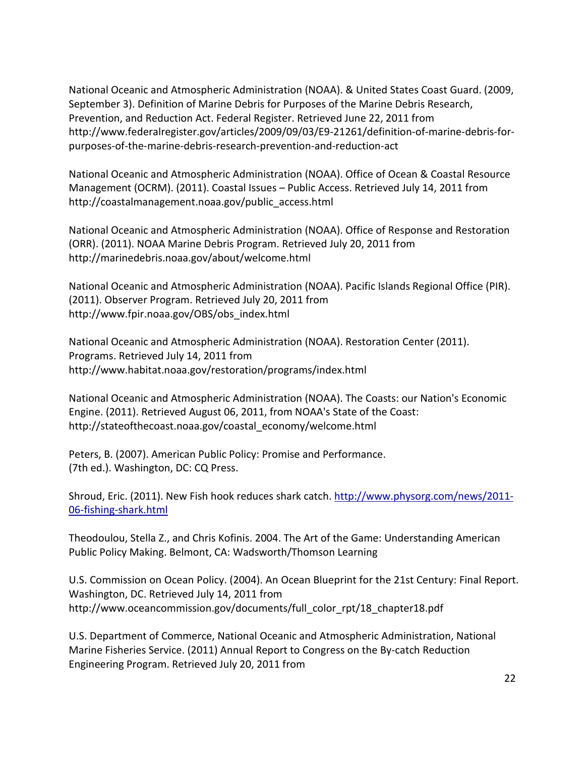National Oceanic and Atmospheric Administration (NOAA). & United States Coast Guard. (2009, September 3). Definition of Marine Debris for Purposes of the Marine Debris Research, Prevention, and Reduction Act. Federal Register. Retrieved June 22, 2011 from http://www.federalregister.gov/articles/2009/09/03/E9-21261/definition-of-marine-debris-for-purposes-of-the-marine-debris-research-prevention-and-reduction-act

National Oceanic and Atmospheric Administration (NOAA). Office of Ocean & Coastal Resource Management (OCRM). (2011). Coastal Issues – Public Access. Retrieved July 14, 2011 from http://coastalmanagement.noaa.gov/public_access.html

National Oceanic and Atmospheric Administration (NOAA). Office of Response and Restoration (ORR). (2011). NOAA Marine Debris Program. Retrieved July 20, 2011 from http://marinedebris.noaa.gov/about/welcome.html

National Oceanic and Atmospheric Administration (NOAA). Pacific Islands Regional Office (PIR). (2011). Observer Program. Retrieved July 20, 2011 from http://www.fpir.noaa.gov/OBS/obs_index.html

National Oceanic and Atmospheric Administration (NOAA). Restoration Center (2011). Programs. Retrieved July 14, 2011 from http://www.habitat.noaa.gov/restoration/programs/index.html

National Oceanic and Atmospheric Administration (NOAA). The Coasts: our Nation's Economic Engine. (2011). Retrieved August 06, 2011, from NOAA's State of the Coast: http://stateofthecoast.noaa.gov/coastal_economy/welcome.html

Peters, B. (2007). American Public Policy: Promise and Performance. (7th ed.). Washington, DC: CQ Press.

Shroud, Eric. (2011). New Fish hook reduces shark catch. http://www.physorg.com/news/2011-06-fishing-shark.html

Theodoulou, Stella Z., and Chris Kofinis. 2004. The Art of the Game: Understanding American Public Policy Making. Belmont, CA: Wadsworth/Thomson Learning

U.S. Commission on Ocean Policy. (2004). An Ocean Blueprint for the 21st Century: Final Report. Washington, DC. Retrieved July 14, 2011 from http://www.oceancommission.gov/documents/full_color_rpt/18_chapter18.pdf

U.S. Department of Commerce, National Oceanic and Atmospheric Administration, National Marine Fisheries Service. (2011) Annual Report to Congress on the By-catch Reduction Engineering Program. Retrieved July 20, 2011 from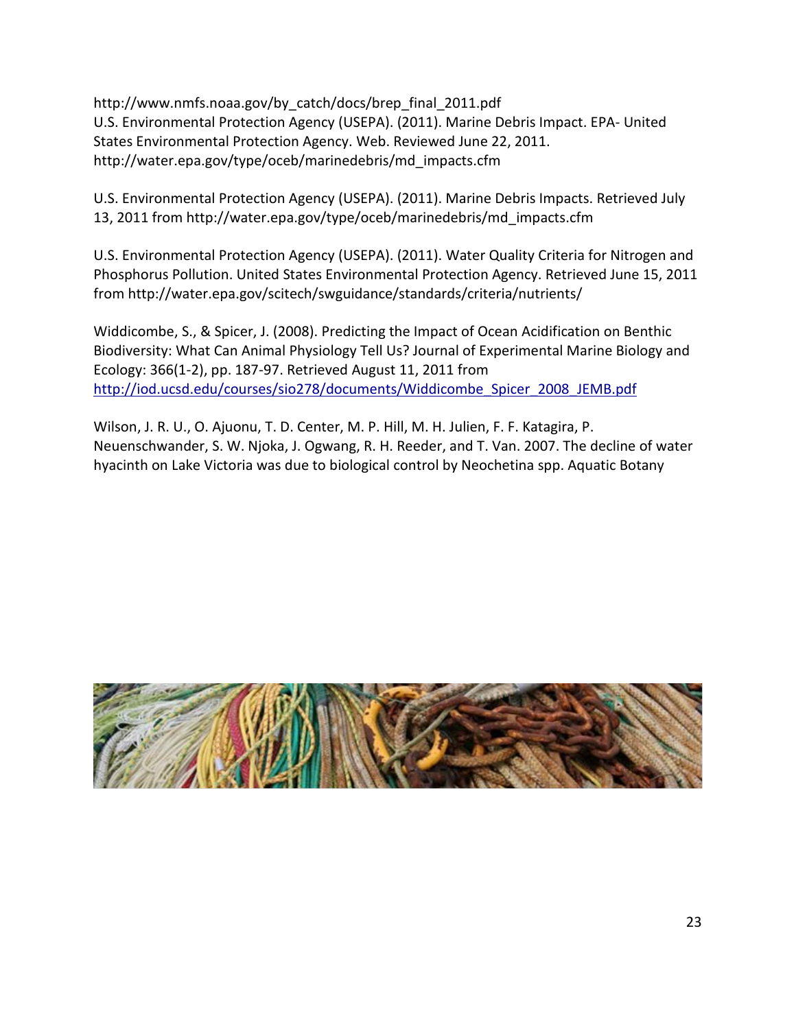http://www.nmfs.noaa.gov/by_catch/docs/brep_final_2011.pdf
U.S. Environmental Protection Agency (USEPA). (2011). Marine Debris Impact. EPA- United States Environmental Protection Agency. Web. Reviewed June 22, 2011. http://water.epa.gov/type/oceb/marinedebris/md_impacts.cfm

U.S. Environmental Protection Agency (USEPA). (2011). Marine Debris Impacts. Retrieved July 13, 2011 from http://water.epa.gov/type/oceb/marinedebris/md_impacts.cfm

U.S. Environmental Protection Agency (USEPA). (2011). Water Quality Criteria for Nitrogen and Phosphorus Pollution. United States Environmental Protection Agency. Retrieved June 15, 2011 from http://water.epa.gov/scitech/swguidance/standards/criteria/nutrients/

Widdicombe, S., & Spicer, J. (2008). Predicting the Impact of Ocean Acidification on Benthic Biodiversity: What Can Animal Physiology Tell Us? Journal of Experimental Marine Biology and Ecology: 366(1-2), pp. 187-97. Retrieved August 11, 2011 from http://iod.ucsd.edu/courses/sio278/documents/Widdicombe_Spicer_2008_JEMB.pdf

Wilson, J. R. U., O. Ajuonu, T. D. Center, M. P. Hill, M. H. Julien, F. F. Katagira, P. Neuenschwander, S. W. Njoka, J. Ogwang, R. H. Reeder, and T. Van. 2007. The decline of water hyacinth on Lake Victoria was due to biological control by Neochetina spp. Aquatic Botany